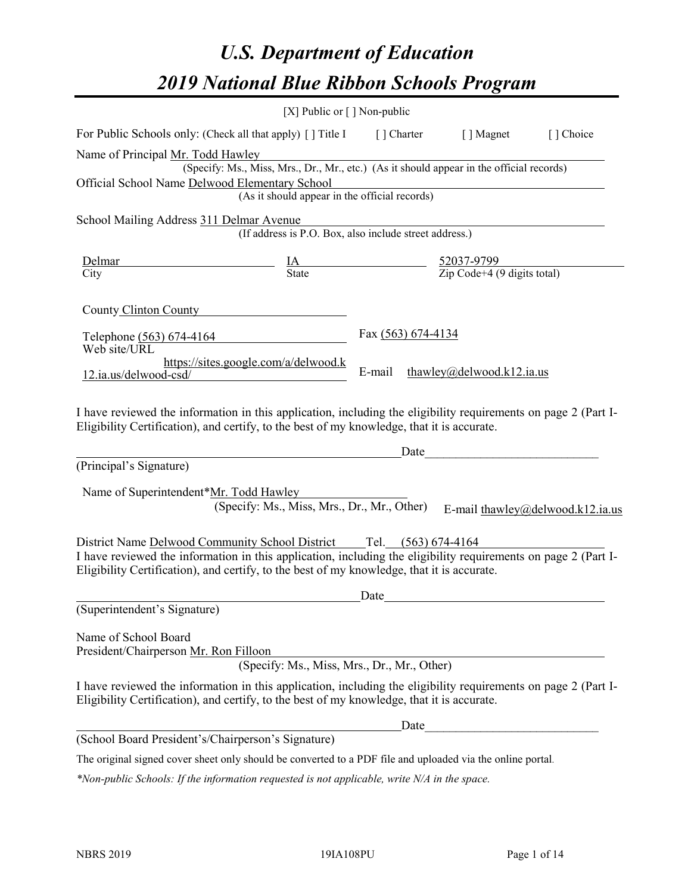# *U.S. Department of Education*

# *2019 National Blue Ribbon Schools Program*

[X] Public or [ ] Non-public

For Public Schools only: (Check all that apply) [ ] Title I [ ] Charter [ ] Magnet [ ] Choice

Name of Principal Mr. Todd Hawley
(Specify: Ms., Miss, Mrs., Dr., Mr., etc.) (As it should appear in the official records)

Official School Name Delwood Elementary School
(As it should appear in the official records)

School Mailing Address 311 Delmar Avenue
(If address is P.O. Box, also include street address.)

| City | State | Zip Code+4 (9 digits total) |
|---|---|---|
| Delmar | IA | 52037-9799 |

County Clinton County

Telephone (563) 674-4164 Fax (563) 674-4134

Web site/URL https://sites.google.com/a/delwood.k12.ia.us/delwood-csd/ E-mail thawley@delwood.k12.ia.us

I have reviewed the information in this application, including the eligibility requirements on page 2 (Part I-Eligibility Certification), and certify, to the best of my knowledge, that it is accurate.

_________________________________________ Date_________________________

(Principal's Signature)

Name of Superintendent*Mr. Todd Hawley
(Specify: Ms., Miss, Mrs., Dr., Mr., Other) E-mail thawley@delwood.k12.ia.us

District Name Delwood Community School District Tel. (563) 674-4164

I have reviewed the information in this application, including the eligibility requirements on page 2 (Part I-Eligibility Certification), and certify, to the best of my knowledge, that it is accurate.

_________________________________________ Date_________________________

(Superintendent's Signature)

Name of School Board
President/Chairperson Mr. Ron Filloon
(Specify: Ms., Miss, Mrs., Dr., Mr., Other)

I have reviewed the information in this application, including the eligibility requirements on page 2 (Part I-Eligibility Certification), and certify, to the best of my knowledge, that it is accurate.

_________________________________________ Date_________________________

(School Board President's/Chairperson's Signature)

The original signed cover sheet only should be converted to a PDF file and uploaded via the online portal.

*\*Non-public Schools: If the information requested is not applicable, write N/A in the space.*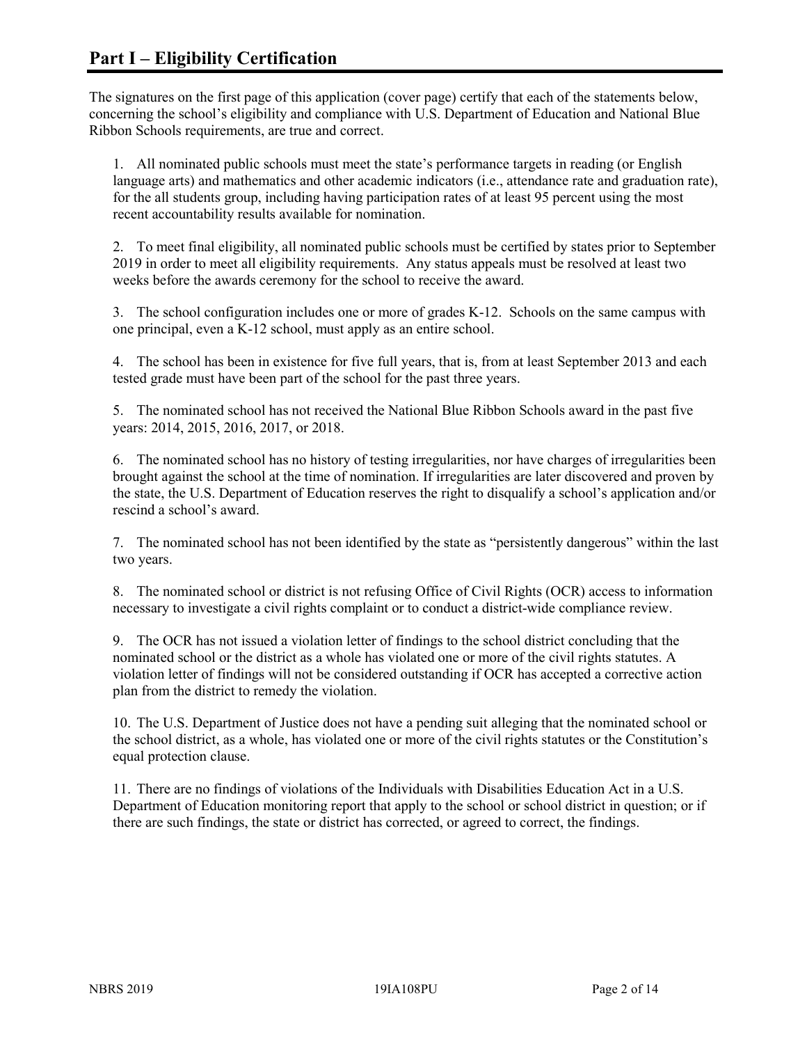# Part I – Eligibility Certification

The signatures on the first page of this application (cover page) certify that each of the statements below, concerning the school's eligibility and compliance with U.S. Department of Education and National Blue Ribbon Schools requirements, are true and correct.

1. All nominated public schools must meet the state's performance targets in reading (or English language arts) and mathematics and other academic indicators (i.e., attendance rate and graduation rate), for the all students group, including having participation rates of at least 95 percent using the most recent accountability results available for nomination.

2. To meet final eligibility, all nominated public schools must be certified by states prior to September 2019 in order to meet all eligibility requirements. Any status appeals must be resolved at least two weeks before the awards ceremony for the school to receive the award.

3. The school configuration includes one or more of grades K-12. Schools on the same campus with one principal, even a K-12 school, must apply as an entire school.

4. The school has been in existence for five full years, that is, from at least September 2013 and each tested grade must have been part of the school for the past three years.

5. The nominated school has not received the National Blue Ribbon Schools award in the past five years: 2014, 2015, 2016, 2017, or 2018.

6. The nominated school has no history of testing irregularities, nor have charges of irregularities been brought against the school at the time of nomination. If irregularities are later discovered and proven by the state, the U.S. Department of Education reserves the right to disqualify a school's application and/or rescind a school's award.

7. The nominated school has not been identified by the state as "persistently dangerous" within the last two years.

8. The nominated school or district is not refusing Office of Civil Rights (OCR) access to information necessary to investigate a civil rights complaint or to conduct a district-wide compliance review.

9. The OCR has not issued a violation letter of findings to the school district concluding that the nominated school or the district as a whole has violated one or more of the civil rights statutes. A violation letter of findings will not be considered outstanding if OCR has accepted a corrective action plan from the district to remedy the violation.

10. The U.S. Department of Justice does not have a pending suit alleging that the nominated school or the school district, as a whole, has violated one or more of the civil rights statutes or the Constitution's equal protection clause.

11. There are no findings of violations of the Individuals with Disabilities Education Act in a U.S. Department of Education monitoring report that apply to the school or school district in question; or if there are such findings, the state or district has corrected, or agreed to correct, the findings.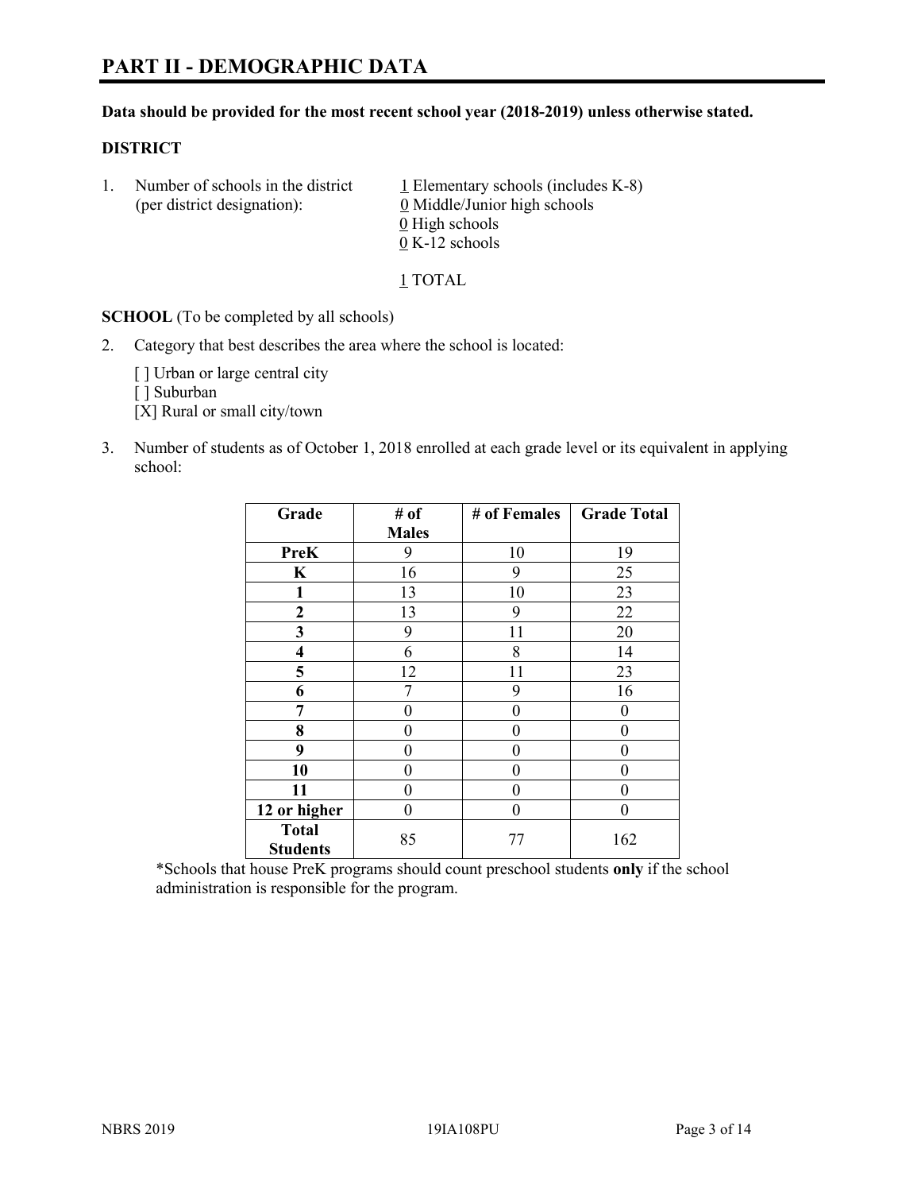# PART II - DEMOGRAPHIC DATA

**Data should be provided for the most recent school year (2018-2019) unless otherwise stated.**

**DISTRICT**

1. Number of schools in the district (per district designation):

   1 Elementary schools (includes K-8)
   0 Middle/Junior high schools
   0 High schools
   0 K-12 schools

   1 TOTAL

**SCHOOL** (To be completed by all schools)

2. Category that best describes the area where the school is located:

   [ ] Urban or large central city
   [ ] Suburban
   [X] Rural or small city/town

3. Number of students as of October 1, 2018 enrolled at each grade level or its equivalent in applying school:

| Grade | # of Males | # of Females | Grade Total |
|---|---|---|---|
| PreK | 9 | 10 | 19 |
| K | 16 | 9 | 25 |
| 1 | 13 | 10 | 23 |
| 2 | 13 | 9 | 22 |
| 3 | 9 | 11 | 20 |
| 4 | 6 | 8 | 14 |
| 5 | 12 | 11 | 23 |
| 6 | 7 | 9 | 16 |
| 7 | 0 | 0 | 0 |
| 8 | 0 | 0 | 0 |
| 9 | 0 | 0 | 0 |
| 10 | 0 | 0 | 0 |
| 11 | 0 | 0 | 0 |
| 12 or higher | 0 | 0 | 0 |
| Total Students | 85 | 77 | 162 |

*Schools that house PreK programs should count preschool students **only** if the school administration is responsible for the program.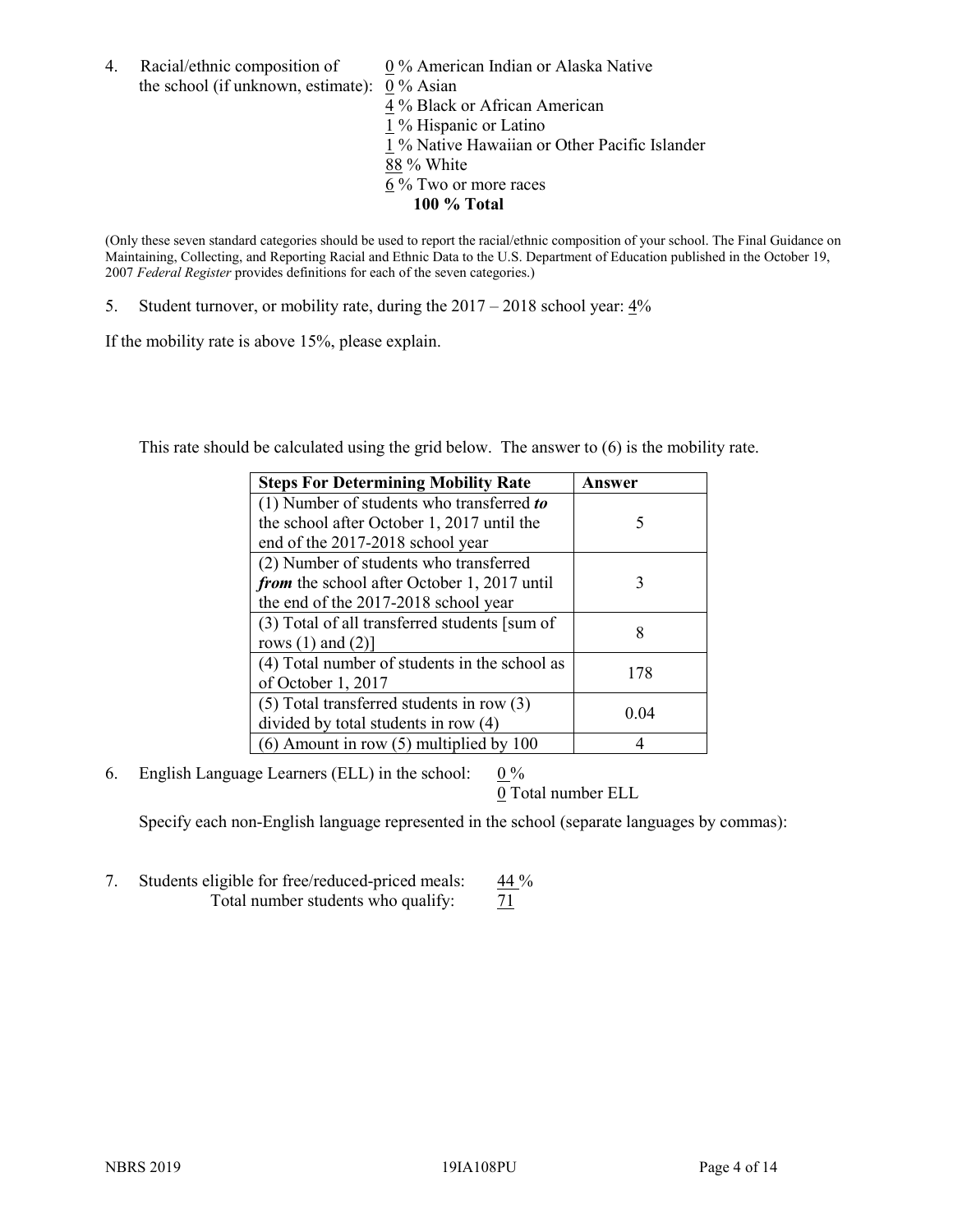4. Racial/ethnic composition of the school (if unknown, estimate):
   0 % American Indian or Alaska Native
   0 % Asian
   4 % Black or African American
   1 % Hispanic or Latino
   1 % Native Hawaiian or Other Pacific Islander
   88 % White
   6 % Two or more races
   **100 % Total**

(Only these seven standard categories should be used to report the racial/ethnic composition of your school. The Final Guidance on Maintaining, Collecting, and Reporting Racial and Ethnic Data to the U.S. Department of Education published in the October 19, 2007 *Federal Register* provides definitions for each of the seven categories.)

5. Student turnover, or mobility rate, during the 2017 – 2018 school year: 4%

If the mobility rate is above 15%, please explain.

This rate should be calculated using the grid below. The answer to (6) is the mobility rate.

| Steps For Determining Mobility Rate | Answer |
|---|---|
| (1) Number of students who transferred ***to*** the school after October 1, 2017 until the end of the 2017-2018 school year | 5 |
| (2) Number of students who transferred ***from*** the school after October 1, 2017 until the end of the 2017-2018 school year | 3 |
| (3) Total of all transferred students [sum of rows (1) and (2)] | 8 |
| (4) Total number of students in the school as of October 1, 2017 | 178 |
| (5) Total transferred students in row (3) divided by total students in row (4) | 0.04 |
| (6) Amount in row (5) multiplied by 100 | 4 |

6. English Language Learners (ELL) in the school: 0 %
   0 Total number ELL

   Specify each non-English language represented in the school (separate languages by commas):

7. Students eligible for free/reduced-priced meals: 44 %
   Total number students who qualify: 71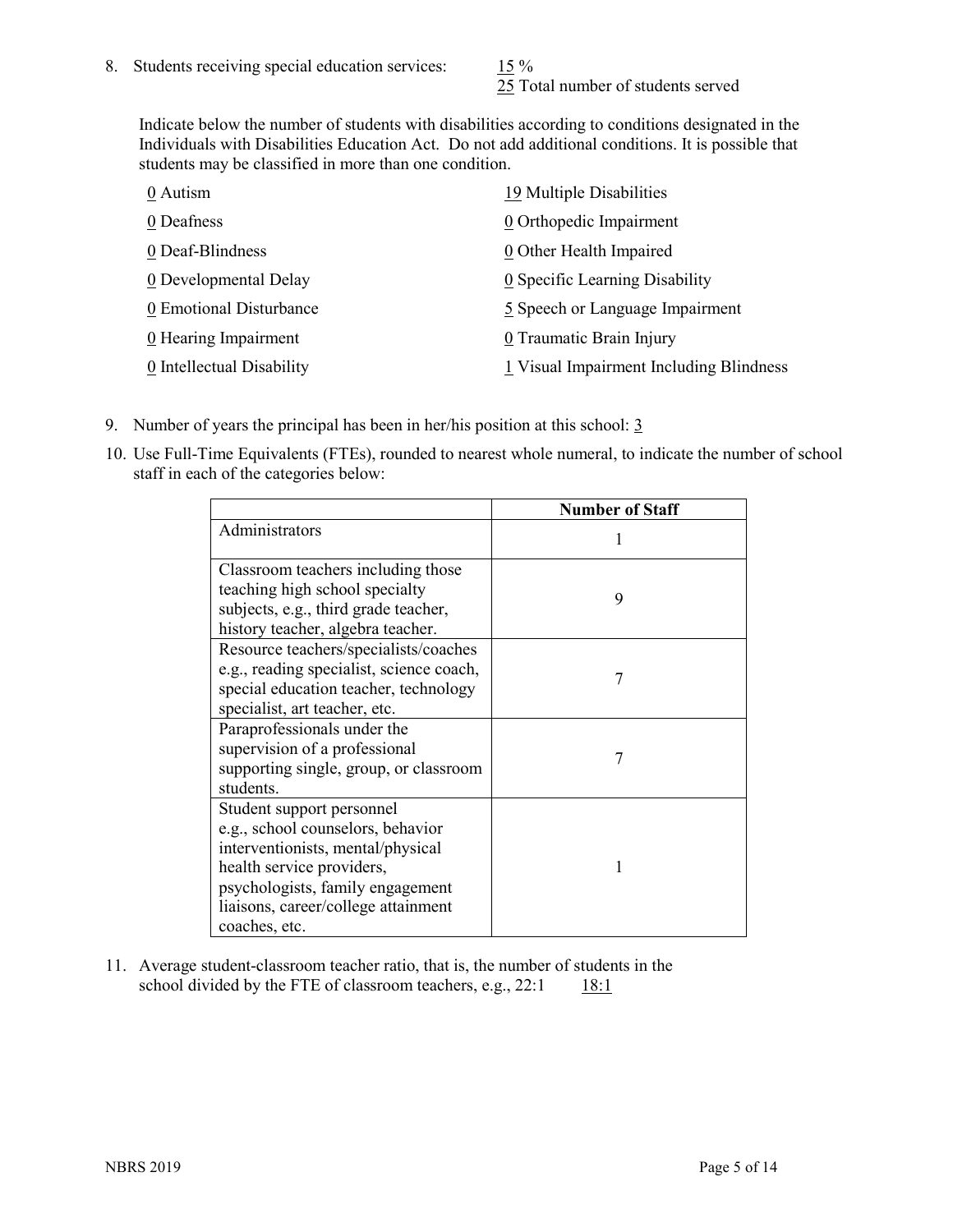8. Students receiving special education services: 15 %
   25 Total number of students served

   Indicate below the number of students with disabilities according to conditions designated in the Individuals with Disabilities Education Act. Do not add additional conditions. It is possible that students may be classified in more than one condition.

   0 Autism
   0 Deafness
   0 Deaf-Blindness
   0 Developmental Delay
   0 Emotional Disturbance
   0 Hearing Impairment
   0 Intellectual Disability
   19 Multiple Disabilities
   0 Orthopedic Impairment
   0 Other Health Impaired
   0 Specific Learning Disability
   5 Speech or Language Impairment
   0 Traumatic Brain Injury
   1 Visual Impairment Including Blindness

9. Number of years the principal has been in her/his position at this school: 3

10. Use Full-Time Equivalents (FTEs), rounded to nearest whole numeral, to indicate the number of school staff in each of the categories below:

| | Number of Staff |
|---|---|
| Administrators | 1 |
| Classroom teachers including those teaching high school specialty subjects, e.g., third grade teacher, history teacher, algebra teacher. | 9 |
| Resource teachers/specialists/coaches e.g., reading specialist, science coach, special education teacher, technology specialist, art teacher, etc. | 7 |
| Paraprofessionals under the supervision of a professional supporting single, group, or classroom students. | 7 |
| Student support personnel e.g., school counselors, behavior interventionists, mental/physical health service providers, psychologists, family engagement liaisons, career/college attainment coaches, etc. | 1 |

11. Average student-classroom teacher ratio, that is, the number of students in the school divided by the FTE of classroom teachers, e.g., 22:1 18:1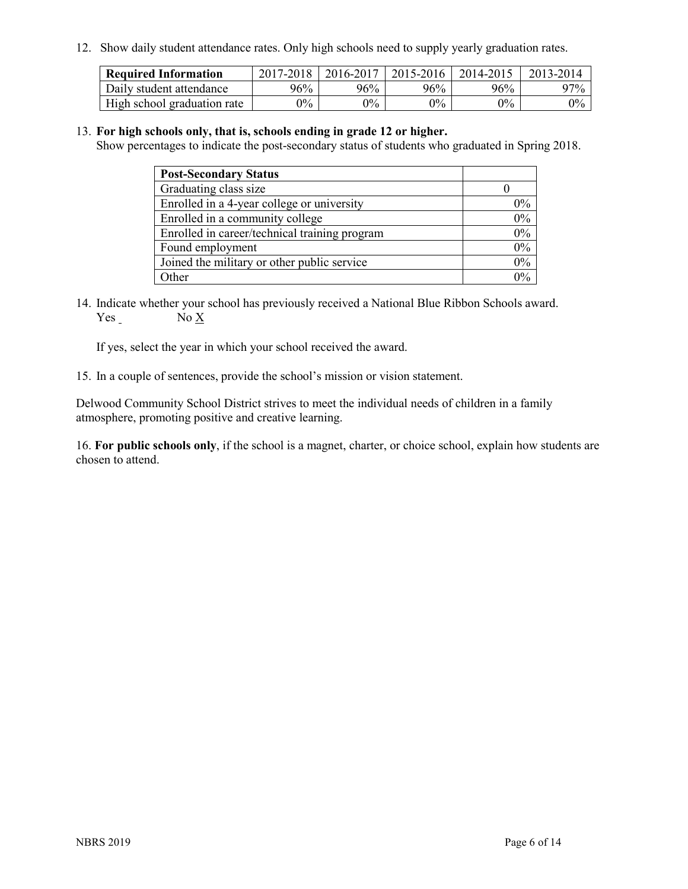12. Show daily student attendance rates. Only high schools need to supply yearly graduation rates.

| Required Information | 2017-2018 | 2016-2017 | 2015-2016 | 2014-2015 | 2013-2014 |
|---|---|---|---|---|---|
| Daily student attendance | 96% | 96% | 96% | 96% | 97% |
| High school graduation rate | 0% | 0% | 0% | 0% | 0% |

13. **For high schools only, that is, schools ending in grade 12 or higher.**
Show percentages to indicate the post-secondary status of students who graduated in Spring 2018.

| Post-Secondary Status | |
|---|---|
| Graduating class size | 0 |
| Enrolled in a 4-year college or university | 0% |
| Enrolled in a community college | 0% |
| Enrolled in career/technical training program | 0% |
| Found employment | 0% |
| Joined the military or other public service | 0% |
| Other | 0% |

14. Indicate whether your school has previously received a National Blue Ribbon Schools award.
Yes ___ No X

If yes, select the year in which your school received the award.

15. In a couple of sentences, provide the school's mission or vision statement.

Delwood Community School District strives to meet the individual needs of children in a family atmosphere, promoting positive and creative learning.

16. **For public schools only**, if the school is a magnet, charter, or choice school, explain how students are chosen to attend.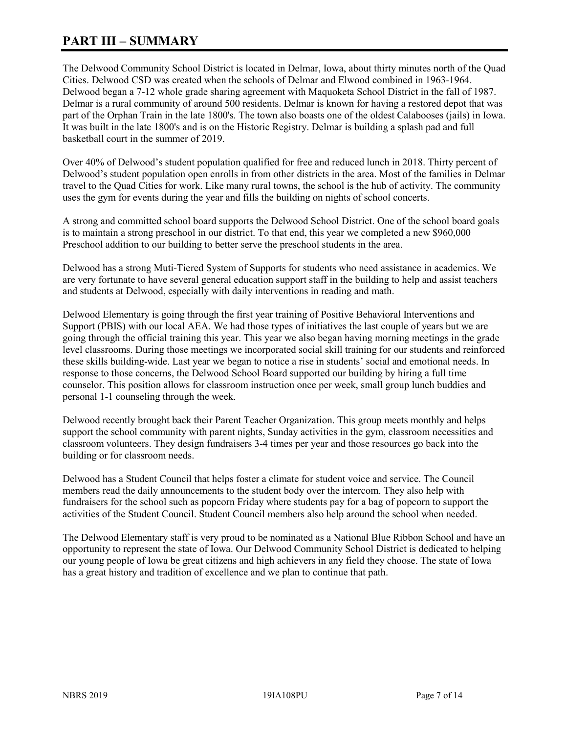# PART III – SUMMARY

The Delwood Community School District is located in Delmar, Iowa, about thirty minutes north of the Quad Cities. Delwood CSD was created when the schools of Delmar and Elwood combined in 1963-1964. Delwood began a 7-12 whole grade sharing agreement with Maquoketa School District in the fall of 1987. Delmar is a rural community of around 500 residents. Delmar is known for having a restored depot that was part of the Orphan Train in the late 1800's. The town also boasts one of the oldest Calabooses (jails) in Iowa. It was built in the late 1800's and is on the Historic Registry. Delmar is building a splash pad and full basketball court in the summer of 2019.

Over 40% of Delwood's student population qualified for free and reduced lunch in 2018. Thirty percent of Delwood's student population open enrolls in from other districts in the area. Most of the families in Delmar travel to the Quad Cities for work. Like many rural towns, the school is the hub of activity. The community uses the gym for events during the year and fills the building on nights of school concerts.

A strong and committed school board supports the Delwood School District. One of the school board goals is to maintain a strong preschool in our district. To that end, this year we completed a new $960,000 Preschool addition to our building to better serve the preschool students in the area.

Delwood has a strong Muti-Tiered System of Supports for students who need assistance in academics. We are very fortunate to have several general education support staff in the building to help and assist teachers and students at Delwood, especially with daily interventions in reading and math.

Delwood Elementary is going through the first year training of Positive Behavioral Interventions and Support (PBIS) with our local AEA. We had those types of initiatives the last couple of years but we are going through the official training this year. This year we also began having morning meetings in the grade level classrooms. During those meetings we incorporated social skill training for our students and reinforced these skills building-wide. Last year we began to notice a rise in students' social and emotional needs. In response to those concerns, the Delwood School Board supported our building by hiring a full time counselor. This position allows for classroom instruction once per week, small group lunch buddies and personal 1-1 counseling through the week.

Delwood recently brought back their Parent Teacher Organization. This group meets monthly and helps support the school community with parent nights, Sunday activities in the gym, classroom necessities and classroom volunteers. They design fundraisers 3-4 times per year and those resources go back into the building or for classroom needs.

Delwood has a Student Council that helps foster a climate for student voice and service. The Council members read the daily announcements to the student body over the intercom. They also help with fundraisers for the school such as popcorn Friday where students pay for a bag of popcorn to support the activities of the Student Council. Student Council members also help around the school when needed.

The Delwood Elementary staff is very proud to be nominated as a National Blue Ribbon School and have an opportunity to represent the state of Iowa. Our Delwood Community School District is dedicated to helping our young people of Iowa be great citizens and high achievers in any field they choose. The state of Iowa has a great history and tradition of excellence and we plan to continue that path.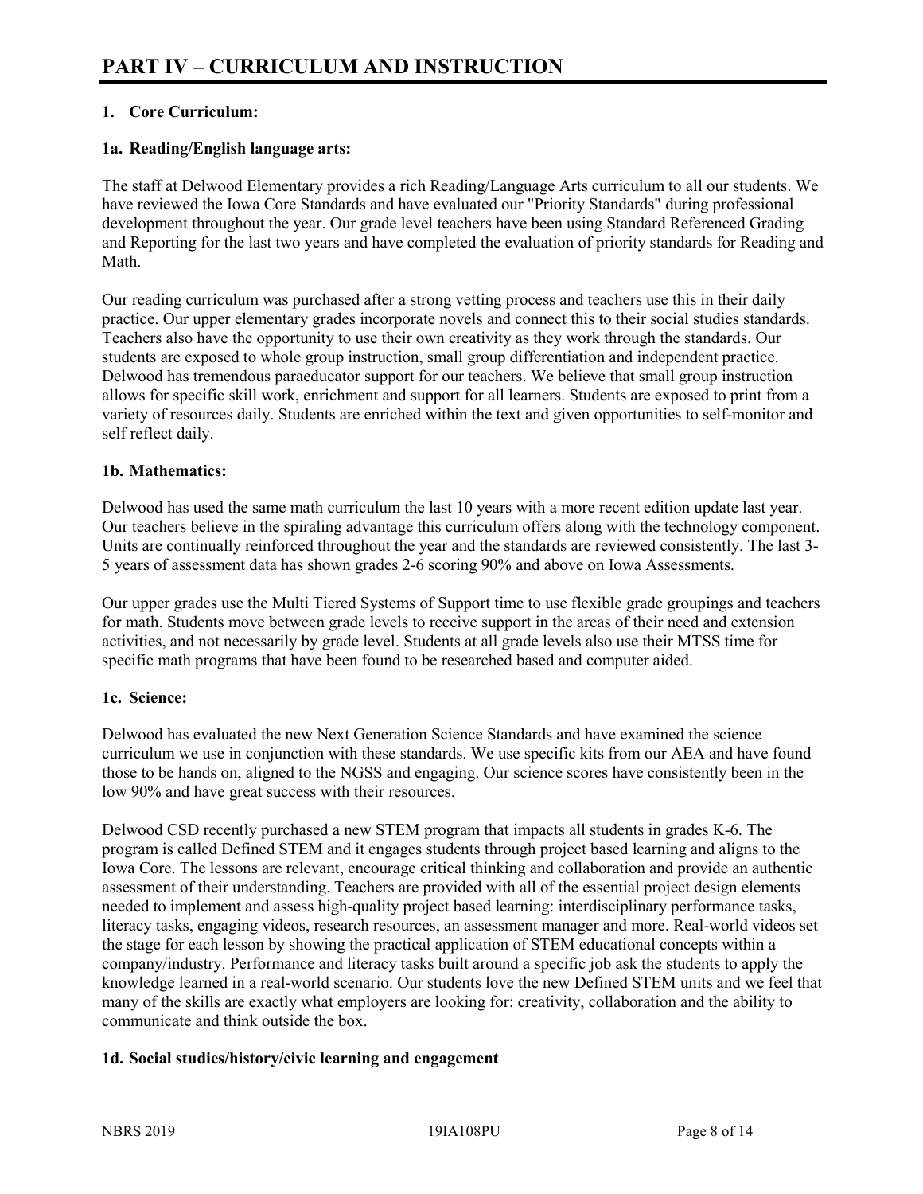# PART IV – CURRICULUM AND INSTRUCTION

## 1. Core Curriculum:

### 1a. Reading/English language arts:

The staff at Delwood Elementary provides a rich Reading/Language Arts curriculum to all our students. We have reviewed the Iowa Core Standards and have evaluated our "Priority Standards" during professional development throughout the year. Our grade level teachers have been using Standard Referenced Grading and Reporting for the last two years and have completed the evaluation of priority standards for Reading and Math.

Our reading curriculum was purchased after a strong vetting process and teachers use this in their daily practice. Our upper elementary grades incorporate novels and connect this to their social studies standards. Teachers also have the opportunity to use their own creativity as they work through the standards. Our students are exposed to whole group instruction, small group differentiation and independent practice. Delwood has tremendous paraeducator support for our teachers. We believe that small group instruction allows for specific skill work, enrichment and support for all learners. Students are exposed to print from a variety of resources daily. Students are enriched within the text and given opportunities to self-monitor and self reflect daily.

### 1b. Mathematics:

Delwood has used the same math curriculum the last 10 years with a more recent edition update last year. Our teachers believe in the spiraling advantage this curriculum offers along with the technology component. Units are continually reinforced throughout the year and the standards are reviewed consistently. The last 3-5 years of assessment data has shown grades 2-6 scoring 90% and above on Iowa Assessments.

Our upper grades use the Multi Tiered Systems of Support time to use flexible grade groupings and teachers for math. Students move between grade levels to receive support in the areas of their need and extension activities, and not necessarily by grade level. Students at all grade levels also use their MTSS time for specific math programs that have been found to be researched based and computer aided.

### 1c. Science:

Delwood has evaluated the new Next Generation Science Standards and have examined the science curriculum we use in conjunction with these standards. We use specific kits from our AEA and have found those to be hands on, aligned to the NGSS and engaging. Our science scores have consistently been in the low 90% and have great success with their resources.

Delwood CSD recently purchased a new STEM program that impacts all students in grades K-6. The program is called Defined STEM and it engages students through project based learning and aligns to the Iowa Core. The lessons are relevant, encourage critical thinking and collaboration and provide an authentic assessment of their understanding. Teachers are provided with all of the essential project design elements needed to implement and assess high-quality project based learning: interdisciplinary performance tasks, literacy tasks, engaging videos, research resources, an assessment manager and more. Real-world videos set the stage for each lesson by showing the practical application of STEM educational concepts within a company/industry. Performance and literacy tasks built around a specific job ask the students to apply the knowledge learned in a real-world scenario. Our students love the new Defined STEM units and we feel that many of the skills are exactly what employers are looking for: creativity, collaboration and the ability to communicate and think outside the box.

### 1d. Social studies/history/civic learning and engagement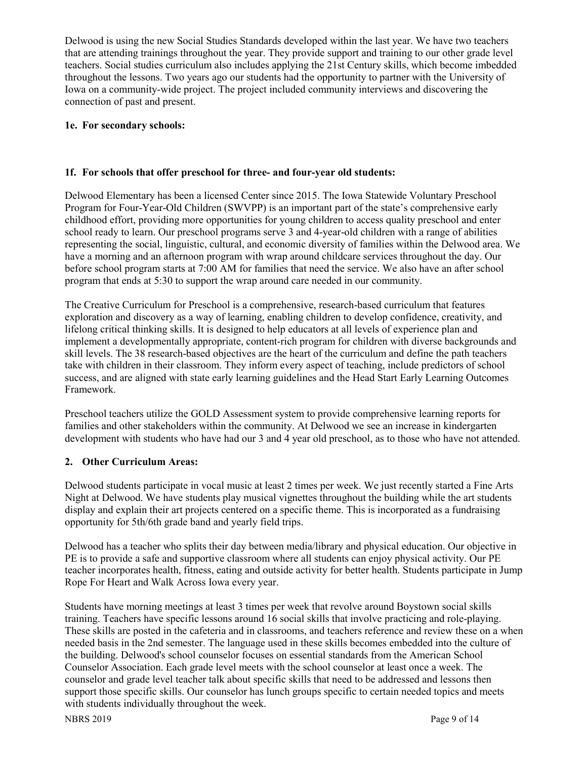Delwood is using the new Social Studies Standards developed within the last year. We have two teachers that are attending trainings throughout the year. They provide support and training to our other grade level teachers. Social studies curriculum also includes applying the 21st Century skills, which become imbedded throughout the lessons. Two years ago our students had the opportunity to partner with the University of Iowa on a community-wide project. The project included community interviews and discovering the connection of past and present.

**1e. For secondary schools:**

**1f. For schools that offer preschool for three- and four-year old students:**

Delwood Elementary has been a licensed Center since 2015. The Iowa Statewide Voluntary Preschool Program for Four-Year-Old Children (SWVPP) is an important part of the state's comprehensive early childhood effort, providing more opportunities for young children to access quality preschool and enter school ready to learn. Our preschool programs serve 3 and 4-year-old children with a range of abilities representing the social, linguistic, cultural, and economic diversity of families within the Delwood area. We have a morning and an afternoon program with wrap around childcare services throughout the day. Our before school program starts at 7:00 AM for families that need the service. We also have an after school program that ends at 5:30 to support the wrap around care needed in our community.

The Creative Curriculum for Preschool is a comprehensive, research-based curriculum that features exploration and discovery as a way of learning, enabling children to develop confidence, creativity, and lifelong critical thinking skills. It is designed to help educators at all levels of experience plan and implement a developmentally appropriate, content-rich program for children with diverse backgrounds and skill levels. The 38 research-based objectives are the heart of the curriculum and define the path teachers take with children in their classroom. They inform every aspect of teaching, include predictors of school success, and are aligned with state early learning guidelines and the Head Start Early Learning Outcomes Framework.

Preschool teachers utilize the GOLD Assessment system to provide comprehensive learning reports for families and other stakeholders within the community. At Delwood we see an increase in kindergarten development with students who have had our 3 and 4 year old preschool, as to those who have not attended.

**2. Other Curriculum Areas:**

Delwood students participate in vocal music at least 2 times per week. We just recently started a Fine Arts Night at Delwood. We have students play musical vignettes throughout the building while the art students display and explain their art projects centered on a specific theme. This is incorporated as a fundraising opportunity for 5th/6th grade band and yearly field trips.

Delwood has a teacher who splits their day between media/library and physical education. Our objective in PE is to provide a safe and supportive classroom where all students can enjoy physical activity. Our PE teacher incorporates health, fitness, eating and outside activity for better health. Students participate in Jump Rope For Heart and Walk Across Iowa every year.

Students have morning meetings at least 3 times per week that revolve around Boystown social skills training. Teachers have specific lessons around 16 social skills that involve practicing and role-playing. These skills are posted in the cafeteria and in classrooms, and teachers reference and review these on a when needed basis in the 2nd semester. The language used in these skills becomes embedded into the culture of the building. Delwood's school counselor focuses on essential standards from the American School Counselor Association. Each grade level meets with the school counselor at least once a week. The counselor and grade level teacher talk about specific skills that need to be addressed and lessons then support those specific skills. Our counselor has lunch groups specific to certain needed topics and meets with students individually throughout the week.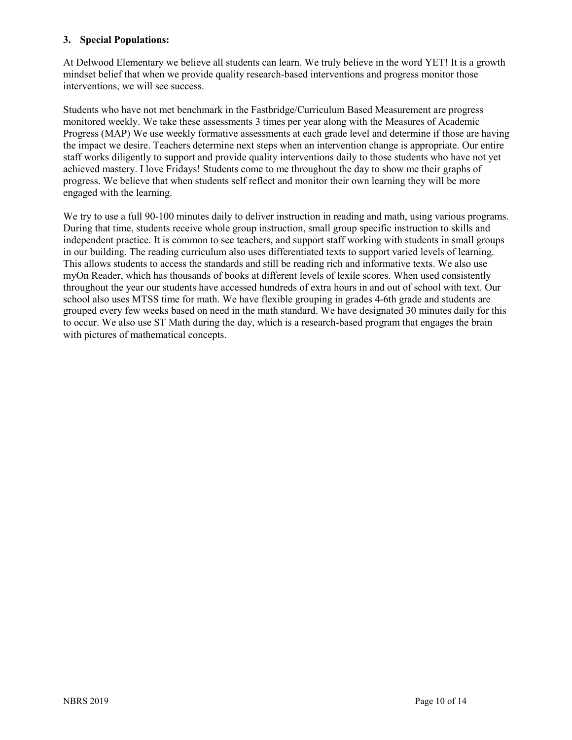**3. Special Populations:**

At Delwood Elementary we believe all students can learn. We truly believe in the word YET! It is a growth mindset belief that when we provide quality research-based interventions and progress monitor those interventions, we will see success.

Students who have not met benchmark in the Fastbridge/Curriculum Based Measurement are progress monitored weekly. We take these assessments 3 times per year along with the Measures of Academic Progress (MAP) We use weekly formative assessments at each grade level and determine if those are having the impact we desire. Teachers determine next steps when an intervention change is appropriate. Our entire staff works diligently to support and provide quality interventions daily to those students who have not yet achieved mastery. I love Fridays! Students come to me throughout the day to show me their graphs of progress. We believe that when students self reflect and monitor their own learning they will be more engaged with the learning.

We try to use a full 90-100 minutes daily to deliver instruction in reading and math, using various programs. During that time, students receive whole group instruction, small group specific instruction to skills and independent practice. It is common to see teachers, and support staff working with students in small groups in our building. The reading curriculum also uses differentiated texts to support varied levels of learning. This allows students to access the standards and still be reading rich and informative texts. We also use myOn Reader, which has thousands of books at different levels of lexile scores. When used consistently throughout the year our students have accessed hundreds of extra hours in and out of school with text. Our school also uses MTSS time for math. We have flexible grouping in grades 4-6th grade and students are grouped every few weeks based on need in the math standard. We have designated 30 minutes daily for this to occur. We also use ST Math during the day, which is a research-based program that engages the brain with pictures of mathematical concepts.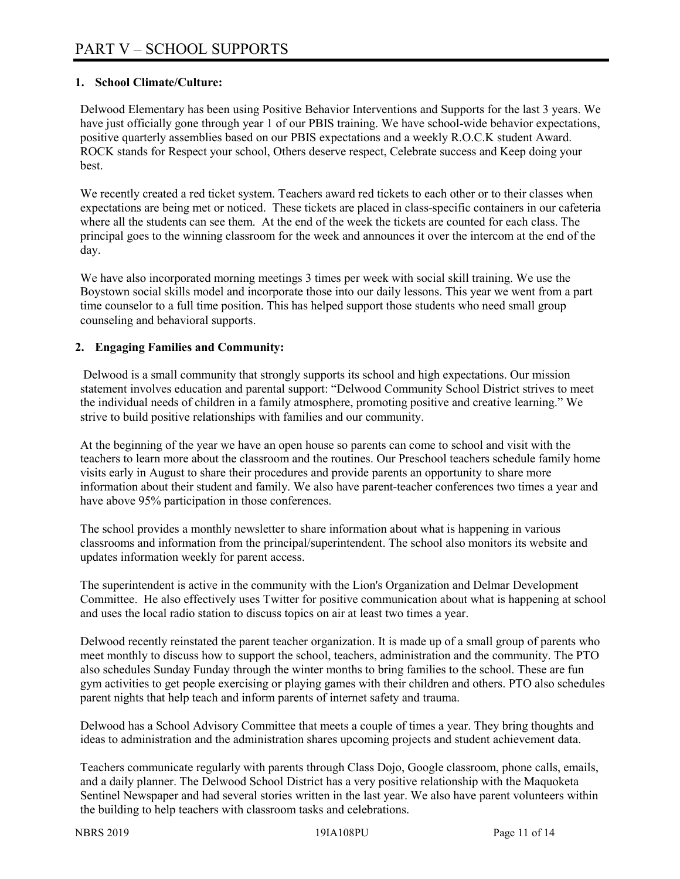# PART V – SCHOOL SUPPORTS

## 1. School Climate/Culture:

Delwood Elementary has been using Positive Behavior Interventions and Supports for the last 3 years. We have just officially gone through year 1 of our PBIS training. We have school-wide behavior expectations, positive quarterly assemblies based on our PBIS expectations and a weekly R.O.C.K student Award. ROCK stands for Respect your school, Others deserve respect, Celebrate success and Keep doing your best.

We recently created a red ticket system. Teachers award red tickets to each other or to their classes when expectations are being met or noticed. These tickets are placed in class-specific containers in our cafeteria where all the students can see them. At the end of the week the tickets are counted for each class. The principal goes to the winning classroom for the week and announces it over the intercom at the end of the day.

We have also incorporated morning meetings 3 times per week with social skill training. We use the Boystown social skills model and incorporate those into our daily lessons. This year we went from a part time counselor to a full time position. This has helped support those students who need small group counseling and behavioral supports.

## 2. Engaging Families and Community:

Delwood is a small community that strongly supports its school and high expectations. Our mission statement involves education and parental support: "Delwood Community School District strives to meet the individual needs of children in a family atmosphere, promoting positive and creative learning." We strive to build positive relationships with families and our community.

At the beginning of the year we have an open house so parents can come to school and visit with the teachers to learn more about the classroom and the routines. Our Preschool teachers schedule family home visits early in August to share their procedures and provide parents an opportunity to share more information about their student and family. We also have parent-teacher conferences two times a year and have above 95% participation in those conferences.

The school provides a monthly newsletter to share information about what is happening in various classrooms and information from the principal/superintendent. The school also monitors its website and updates information weekly for parent access.

The superintendent is active in the community with the Lion's Organization and Delmar Development Committee. He also effectively uses Twitter for positive communication about what is happening at school and uses the local radio station to discuss topics on air at least two times a year.

Delwood recently reinstated the parent teacher organization. It is made up of a small group of parents who meet monthly to discuss how to support the school, teachers, administration and the community. The PTO also schedules Sunday Funday through the winter months to bring families to the school. These are fun gym activities to get people exercising or playing games with their children and others. PTO also schedules parent nights that help teach and inform parents of internet safety and trauma.

Delwood has a School Advisory Committee that meets a couple of times a year. They bring thoughts and ideas to administration and the administration shares upcoming projects and student achievement data.

Teachers communicate regularly with parents through Class Dojo, Google classroom, phone calls, emails, and a daily planner. The Delwood School District has a very positive relationship with the Maquoketa Sentinel Newspaper and had several stories written in the last year. We also have parent volunteers within the building to help teachers with classroom tasks and celebrations.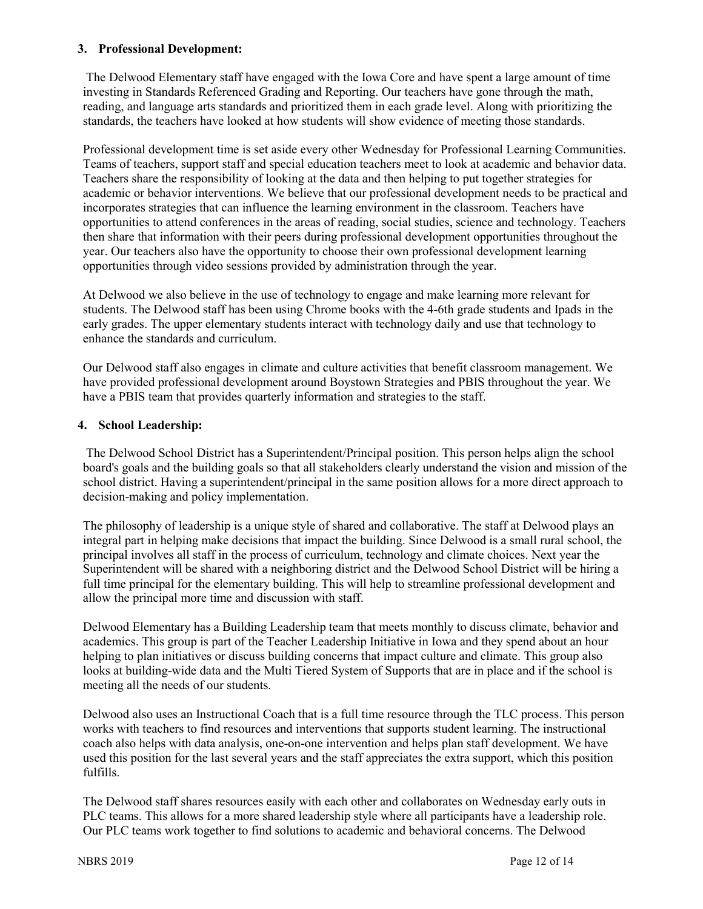**3. Professional Development:**

The Delwood Elementary staff have engaged with the Iowa Core and have spent a large amount of time investing in Standards Referenced Grading and Reporting. Our teachers have gone through the math, reading, and language arts standards and prioritized them in each grade level. Along with prioritizing the standards, the teachers have looked at how students will show evidence of meeting those standards.

Professional development time is set aside every other Wednesday for Professional Learning Communities. Teams of teachers, support staff and special education teachers meet to look at academic and behavior data. Teachers share the responsibility of looking at the data and then helping to put together strategies for academic or behavior interventions. We believe that our professional development needs to be practical and incorporates strategies that can influence the learning environment in the classroom. Teachers have opportunities to attend conferences in the areas of reading, social studies, science and technology. Teachers then share that information with their peers during professional development opportunities throughout the year. Our teachers also have the opportunity to choose their own professional development learning opportunities through video sessions provided by administration through the year.

At Delwood we also believe in the use of technology to engage and make learning more relevant for students. The Delwood staff has been using Chrome books with the 4-6th grade students and Ipads in the early grades. The upper elementary students interact with technology daily and use that technology to enhance the standards and curriculum.

Our Delwood staff also engages in climate and culture activities that benefit classroom management. We have provided professional development around Boystown Strategies and PBIS throughout the year. We have a PBIS team that provides quarterly information and strategies to the staff.

**4. School Leadership:**

The Delwood School District has a Superintendent/Principal position. This person helps align the school board's goals and the building goals so that all stakeholders clearly understand the vision and mission of the school district. Having a superintendent/principal in the same position allows for a more direct approach to decision-making and policy implementation.

The philosophy of leadership is a unique style of shared and collaborative. The staff at Delwood plays an integral part in helping make decisions that impact the building. Since Delwood is a small rural school, the principal involves all staff in the process of curriculum, technology and climate choices. Next year the Superintendent will be shared with a neighboring district and the Delwood School District will be hiring a full time principal for the elementary building. This will help to streamline professional development and allow the principal more time and discussion with staff.

Delwood Elementary has a Building Leadership team that meets monthly to discuss climate, behavior and academics. This group is part of the Teacher Leadership Initiative in Iowa and they spend about an hour helping to plan initiatives or discuss building concerns that impact culture and climate. This group also looks at building-wide data and the Multi Tiered System of Supports that are in place and if the school is meeting all the needs of our students.

Delwood also uses an Instructional Coach that is a full time resource through the TLC process. This person works with teachers to find resources and interventions that supports student learning. The instructional coach also helps with data analysis, one-on-one intervention and helps plan staff development. We have used this position for the last several years and the staff appreciates the extra support, which this position fulfills.

The Delwood staff shares resources easily with each other and collaborates on Wednesday early outs in PLC teams. This allows for a more shared leadership style where all participants have a leadership role. Our PLC teams work together to find solutions to academic and behavioral concerns. The Delwood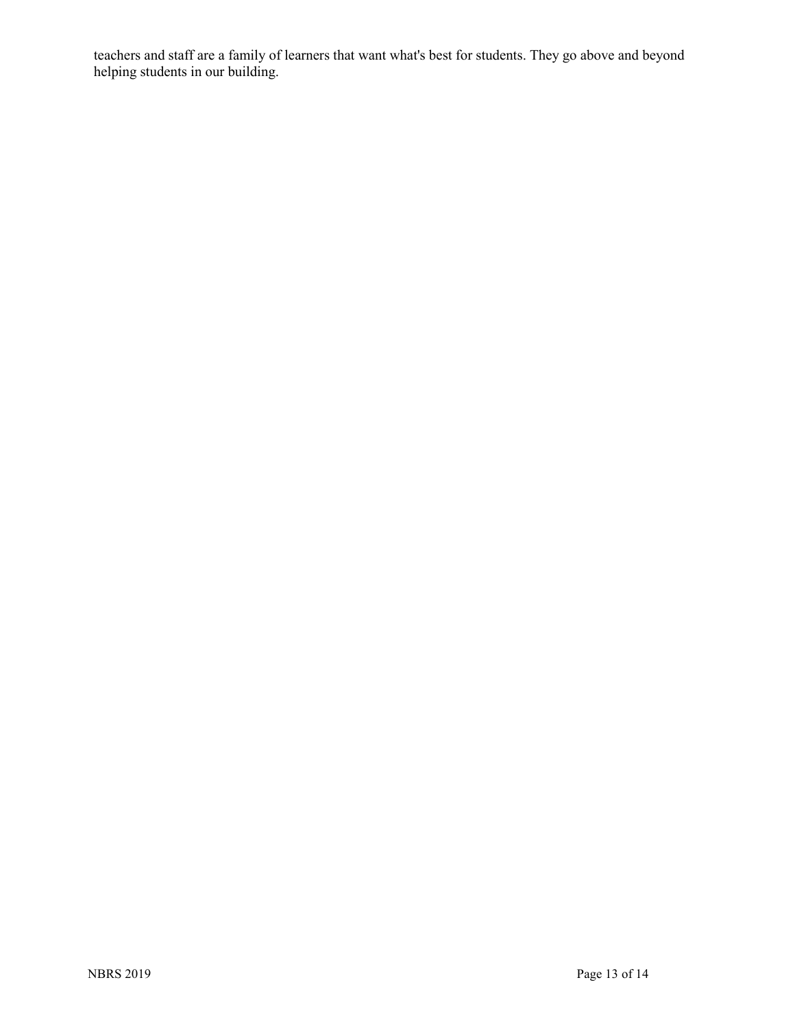teachers and staff are a family of learners that want what's best for students. They go above and beyond helping students in our building.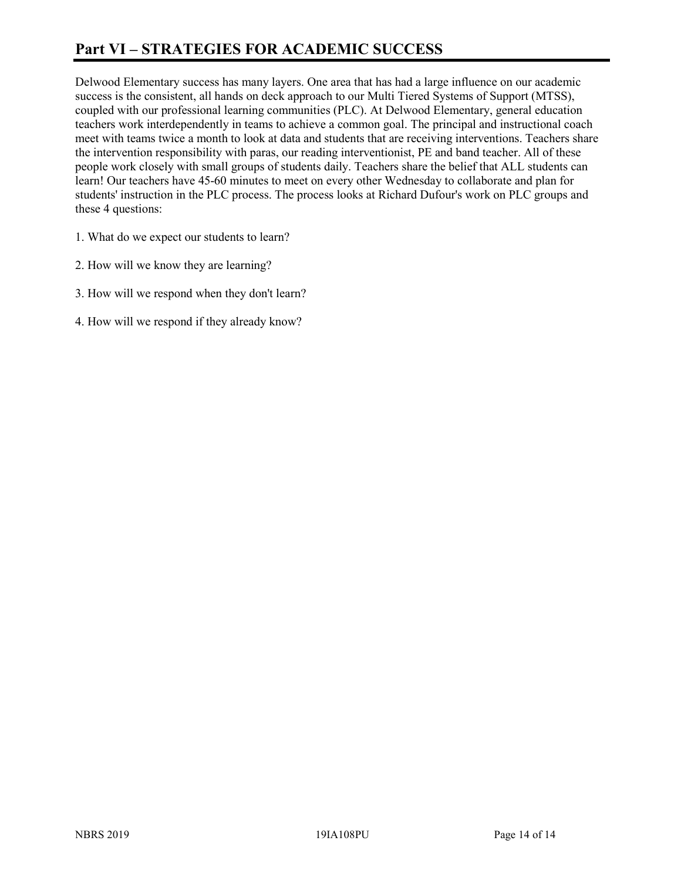# Part VI – STRATEGIES FOR ACADEMIC SUCCESS

Delwood Elementary success has many layers. One area that has had a large influence on our academic success is the consistent, all hands on deck approach to our Multi Tiered Systems of Support (MTSS), coupled with our professional learning communities (PLC). At Delwood Elementary, general education teachers work interdependently in teams to achieve a common goal. The principal and instructional coach meet with teams twice a month to look at data and students that are receiving interventions. Teachers share the intervention responsibility with paras, our reading interventionist, PE and band teacher. All of these people work closely with small groups of students daily. Teachers share the belief that ALL students can learn! Our teachers have 45-60 minutes to meet on every other Wednesday to collaborate and plan for students' instruction in the PLC process. The process looks at Richard Dufour's work on PLC groups and these 4 questions:

1. What do we expect our students to learn?

2. How will we know they are learning?

3. How will we respond when they don't learn?

4. How will we respond if they already know?